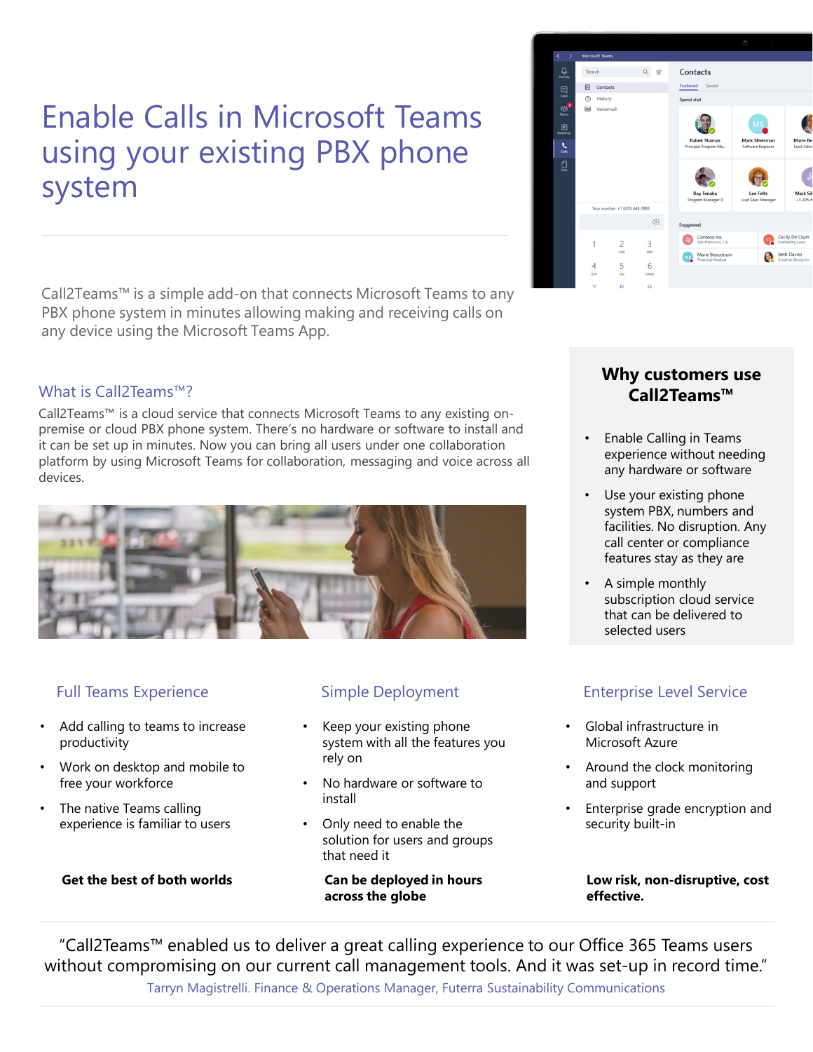# Enable Calls in Microsoft Teams using your existing PBX phone system

Call2Teams™ is a simple add-on that connects Microsoft Teams to any PBX phone system in minutes allowing making and receiving calls on any device using the Microsoft Teams App.

## What is Call2Teams™?

Call2Teams™ is a cloud service that connects Microsoft Teams to any existing on-premise or cloud PBX phone system. There's no hardware or software to install and it can be set up in minutes. Now you can bring all users under one collaboration platform by using Microsoft Teams for collaboration, messaging and voice across all devices.

## Why customers use Call2Teams™

- Enable Calling in Teams experience without needing any hardware or software
- Use your existing phone system PBX, numbers and facilities. No disruption. Any call center or compliance features stay as they are
- A simple monthly subscription cloud service that can be delivered to selected users

## Full Teams Experience

- Add calling to teams to increase productivity
- Work on desktop and mobile to free your workforce
- The native Teams calling experience is familiar to users

**Get the best of both worlds**

## Simple Deployment

- Keep your existing phone system with all the features you rely on
- No hardware or software to install
- Only need to enable the solution for users and groups that need it

**Can be deployed in hours across the globe**

## Enterprise Level Service

- Global infrastructure in Microsoft Azure
- Around the clock monitoring and support
- Enterprise grade encryption and security built-in

**Low risk, non-disruptive, cost effective.**

"Call2Teams™ enabled us to deliver a great calling experience to our Office 365 Teams users without compromising on our current call management tools. And it was set-up in record time."

Tarryn Magistrelli. Finance & Operations Manager, Futerra Sustainability Communications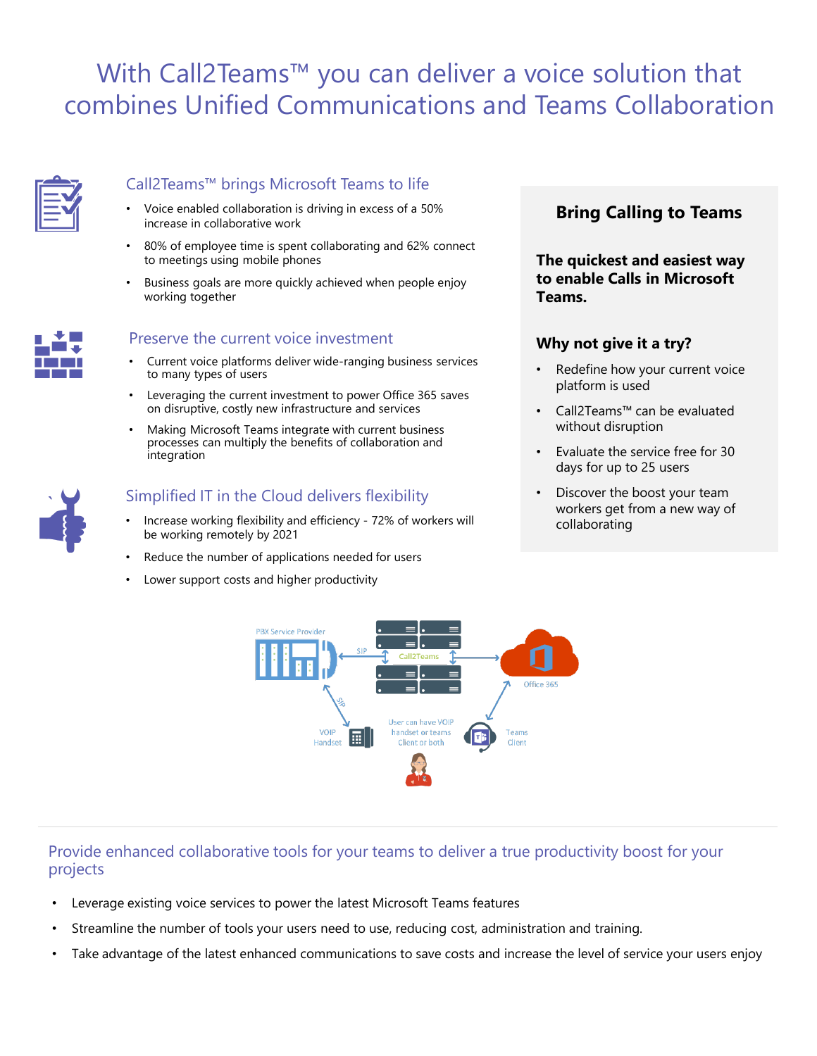# With Call2Teams™ you can deliver a voice solution that combines Unified Communications and Teams Collaboration

## Call2Teams™ brings Microsoft Teams to life

- Voice enabled collaboration is driving in excess of a 50% increase in collaborative work
- 80% of employee time is spent collaborating and 62% connect to meetings using mobile phones
- Business goals are more quickly achieved when people enjoy working together

## Preserve the current voice investment

- Current voice platforms deliver wide-ranging business services to many types of users
- Leveraging the current investment to power Office 365 saves on disruptive, costly new infrastructure and services
- Making Microsoft Teams integrate with current business processes can multiply the benefits of collaboration and integration

## Simplified IT in the Cloud delivers flexibility

- Increase working flexibility and efficiency - 72% of workers will be working remotely by 2021
- Reduce the number of applications needed for users
- Lower support costs and higher productivity

### Bring Calling to Teams

**The quickest and easiest way to enable Calls in Microsoft Teams.**

**Why not give it a try?**

- Redefine how your current voice platform is used
- Call2Teams™ can be evaluated without disruption
- Evaluate the service free for 30 days for up to 25 users
- Discover the boost your team workers get from a new way of collaborating

PBX Service Provider
SIP
Call2Teams
Office 365
SIP
VOIP Handset
User can have VOIP handset or teams Client or both
Teams Client

## Provide enhanced collaborative tools for your teams to deliver a true productivity boost for your projects

- Leverage existing voice services to power the latest Microsoft Teams features
- Streamline the number of tools your users need to use, reducing cost, administration and training.
- Take advantage of the latest enhanced communications to save costs and increase the level of service your users enjoy